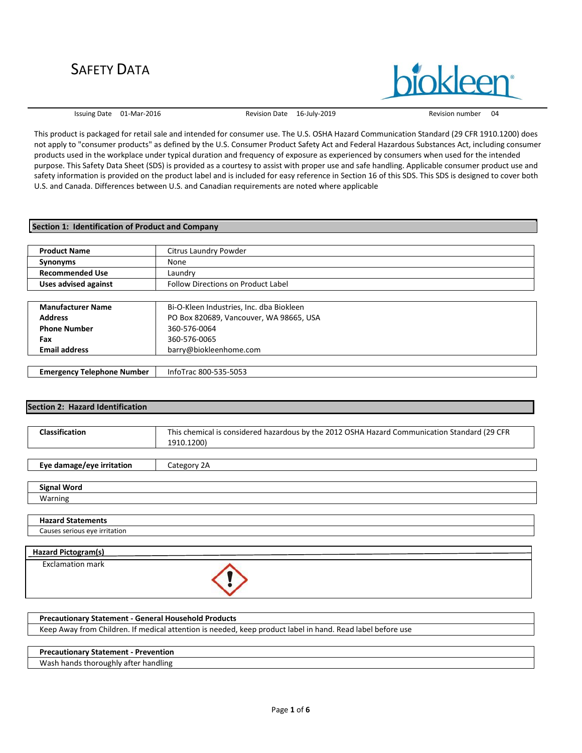# SAFETY DATA

| Issuing Date | 01-Mar-2016 | Revision Date | 16-July-2019 | Revision number | 04 |
|---|---|---|---|---|---|

This product is packaged for retail sale and intended for consumer use. The U.S. OSHA Hazard Communication Standard (29 CFR 1910.1200) does not apply to "consumer products" as defined by the U.S. Consumer Product Safety Act and Federal Hazardous Substances Act, including consumer products used in the workplace under typical duration and frequency of exposure as experienced by consumers when used for the intended purpose. This Safety Data Sheet (SDS) is provided as a courtesy to assist with proper use and safe handling. Applicable consumer product use and safety information is provided on the product label and is included for easy reference in Section 16 of this SDS. This SDS is designed to cover both U.S. and Canada. Differences between U.S. and Canadian requirements are noted where applicable

## Section 1: Identification of Product and Company

| | |
|---|---|
| **Product Name** | Citrus Laundry Powder |
| **Synonyms** | None |
| **Recommended Use** | Laundry |
| **Uses advised against** | Follow Directions on Product Label |

| | |
|---|---|
| **Manufacturer Name** | Bi-O-Kleen Industries, Inc. dba Biokleen |
| **Address** | PO Box 820689, Vancouver, WA 98665, USA |
| **Phone Number** | 360-576-0064 |
| **Fax** | 360-576-0065 |
| **Email address** | barry@biokleenhome.com |

| | |
|---|---|
| **Emergency Telephone Number** | InfoTrac 800-535-5053 |

## Section 2: Hazard Identification

| | |
|---|---|
| **Classification** | This chemical is considered hazardous by the 2012 OSHA Hazard Communication Standard (29 CFR 1910.1200) |

| | |
|---|---|
| **Eye damage/eye irritation** | Category 2A |

**Signal Word**

Warning

**Hazard Statements**

Causes serious eye irritation

**Hazard Pictogram(s)**

Exclamation mark

**Precautionary Statement - General Household Products**

Keep Away from Children. If medical attention is needed, keep product label in hand. Read label before use

**Precautionary Statement - Prevention**

Wash hands thoroughly after handling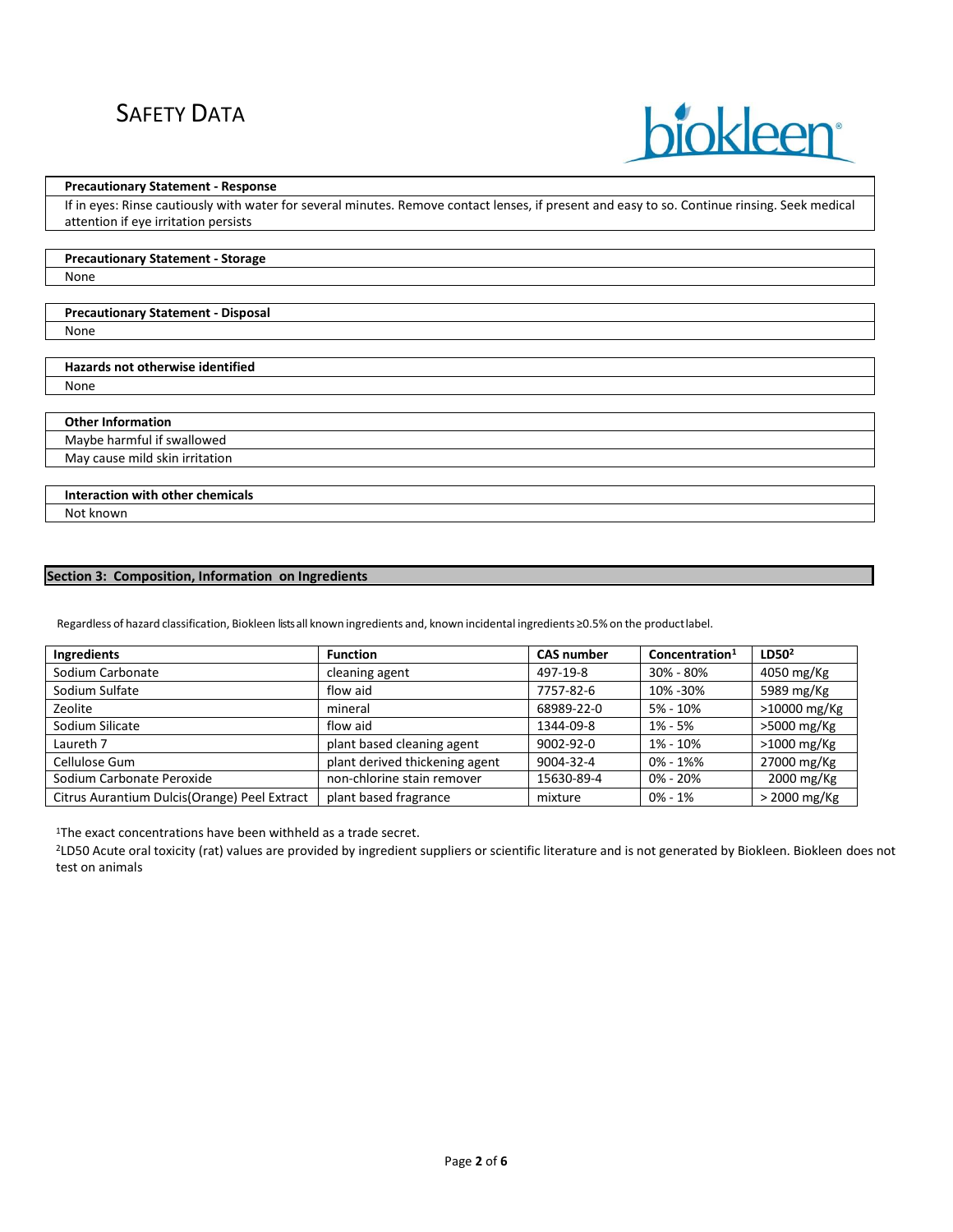**Precautionary Statement - Response**

If in eyes: Rinse cautiously with water for several minutes. Remove contact lenses, if present and easy to so. Continue rinsing. Seek medical attention if eye irritation persists

**Precautionary Statement - Storage**

None

**Precautionary Statement - Disposal**

None

**Hazards not otherwise identified**

None

**Other Information**

Maybe harmful if swallowed

May cause mild skin irritation

**Interaction with other chemicals**

Not known

## Section 3: Composition, Information on Ingredients

Regardless of hazard classification, Biokleen lists all known ingredients and, known incidental ingredients ≥0.5% on the product label.

| Ingredients | Function | CAS number | Concentration[1] | LD50[2] |
|---|---|---|---|---|
| Sodium Carbonate | cleaning agent | 497-19-8 | 30% - 80% | 4050 mg/Kg |
| Sodium Sulfate | flow aid | 7757-82-6 | 10% -30% | 5989 mg/Kg |
| Zeolite | mineral | 68989-22-0 | 5% - 10% | >10000 mg/Kg |
| Sodium Silicate | flow aid | 1344-09-8 | 1% - 5% | >5000 mg/Kg |
| Laureth 7 | plant based cleaning agent | 9002-92-0 | 1% - 10% | >1000 mg/Kg |
| Cellulose Gum | plant derived thickening agent | 9004-32-4 | 0% - 1%% | 27000 mg/Kg |
| Sodium Carbonate Peroxide | non-chlorine stain remover | 15630-89-4 | 0% - 20% | 2000 mg/Kg |
| Citrus Aurantium Dulcis(Orange) Peel Extract | plant based fragrance | mixture | 0% - 1% | > 2000 mg/Kg |

[1]The exact concentrations have been withheld as a trade secret.

[2]LD50 Acute oral toxicity (rat) values are provided by ingredient suppliers or scientific literature and is not generated by Biokleen. Biokleen does not test on animals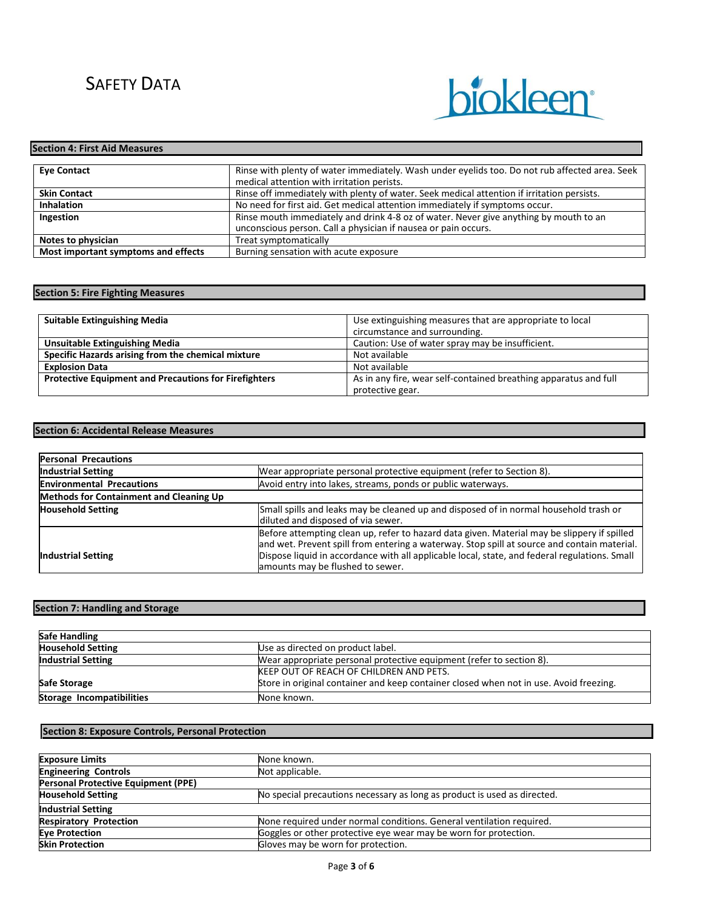SAFETY DATA

## Section 4: First Aid Measures

| | |
|---|---|
| **Eye Contact** | Rinse with plenty of water immediately. Wash under eyelids too. Do not rub affected area. Seek medical attention with irritation perists. |
| **Skin Contact** | Rinse off immediately with plenty of water. Seek medical attention if irritation persists. |
| **Inhalation** | No need for first aid. Get medical attention immediately if symptoms occur. |
| **Ingestion** | Rinse mouth immediately and drink 4-8 oz of water. Never give anything by mouth to an unconscious person. Call a physician if nausea or pain occurs. |
| **Notes to physician** | Treat symptomatically |
| **Most important symptoms and effects** | Burning sensation with acute exposure |

## Section 5: Fire Fighting Measures

| | |
|---|---|
| **Suitable Extinguishing Media** | Use extinguishing measures that are appropriate to local circumstance and surrounding. |
| **Unsuitable Extinguishing Media** | Caution: Use of water spray may be insufficient. |
| **Specific Hazards arising from the chemical mixture** | Not available |
| **Explosion Data** | Not available |
| **Protective Equipment and Precautions for Firefighters** | As in any fire, wear self-contained breathing apparatus and full protective gear. |

## Section 6: Accidental Release Measures

| | |
|---|---|
| **Personal Precautions** | |
| **Industrial Setting** | Wear appropriate personal protective equipment (refer to Section 8). |
| **Environmental Precautions** | Avoid entry into lakes, streams, ponds or public waterways. |
| **Methods for Containment and Cleaning Up** | |
| **Household Setting** | Small spills and leaks may be cleaned up and disposed of in normal household trash or diluted and disposed of via sewer. |
| **Industrial Setting** | Before attempting clean up, refer to hazard data given. Material may be slippery if spilled and wet. Prevent spill from entering a waterway. Stop spill at source and contain material. Dispose liquid in accordance with all applicable local, state, and federal regulations. Small amounts may be flushed to sewer. |

## Section 7: Handling and Storage

| | |
|---|---|
| **Safe Handling** | |
| **Household Setting** | Use as directed on product label. |
| **Industrial Setting** | Wear appropriate personal protective equipment (refer to section 8). |
| **Safe Storage** | KEEP OUT OF REACH OF CHILDREN AND PETS. Store in original container and keep container closed when not in use. Avoid freezing. |
| **Storage Incompatibilities** | None known. |

## Section 8: Exposure Controls, Personal Protection

| | |
|---|---|
| **Exposure Limits** | None known. |
| **Engineering Controls** | Not applicable. |
| **Personal Protective Equipment (PPE)** | |
| **Household Setting** | No special precautions necessary as long as product is used as directed. |
| **Industrial Setting** | |
| **Respiratory Protection** | None required under normal conditions. General ventilation required. |
| **Eye Protection** | Goggles or other protective eye wear may be worn for protection. |
| **Skin Protection** | Gloves may be worn for protection. |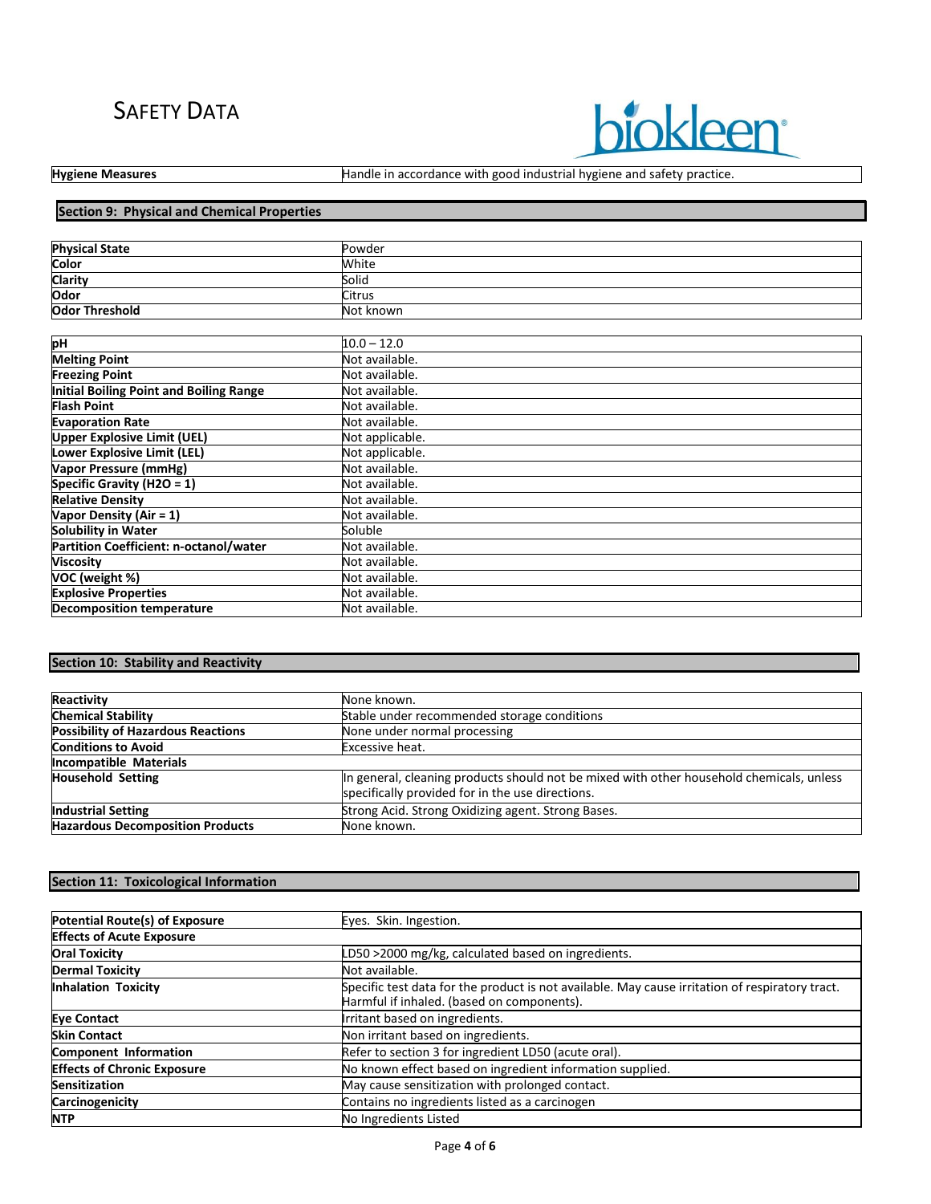| Hygiene Measures | Handle in accordance with good industrial hygiene and safety practice. |
|---|---|

## Section 9: Physical and Chemical Properties

| Physical State | Powder |
|---|---|
| Color | White |
| Clarity | Solid |
| Odor | Citrus |
| Odor Threshold | Not known |

| pH | 10.0 – 12.0 |
|---|---|
| Melting Point | Not available. |
| Freezing Point | Not available. |
| Initial Boiling Point and Boiling Range | Not available. |
| Flash Point | Not available. |
| Evaporation Rate | Not available. |
| Upper Explosive Limit (UEL) | Not applicable. |
| Lower Explosive Limit (LEL) | Not applicable. |
| Vapor Pressure (mmHg) | Not available. |
| Specific Gravity ($H_2O$ = 1) | Not available. |
| Relative Density | Not available. |
| Vapor Density (Air = 1) | Not available. |
| Solubility in Water | Soluble |
| Partition Coefficient: n-octanol/water | Not available. |
| Viscosity | Not available. |
| VOC (weight %) | Not available. |
| Explosive Properties | Not available. |
| Decomposition temperature | Not available. |

## Section 10: Stability and Reactivity

| Reactivity | None known. |
|---|---|
| Chemical Stability | Stable under recommended storage conditions |
| Possibility of Hazardous Reactions | None under normal processing |
| Conditions to Avoid | Excessive heat. |
| Incompatible Materials | |
| Household Setting | In general, cleaning products should not be mixed with other household chemicals, unless specifically provided for in the use directions. |
| Industrial Setting | Strong Acid. Strong Oxidizing agent. Strong Bases. |
| Hazardous Decomposition Products | None known. |

## Section 11: Toxicological Information

| Potential Route(s) of Exposure | Eyes. Skin. Ingestion. |
|---|---|
| Effects of Acute Exposure | |
| Oral Toxicity | LD50 >2000 mg/kg, calculated based on ingredients. |
| Dermal Toxicity | Not available. |
| Inhalation Toxicity | Specific test data for the product is not available. May cause irritation of respiratory tract. Harmful if inhaled. (based on components). |
| Eye Contact | Irritant based on ingredients. |
| Skin Contact | Non irritant based on ingredients. |
| Component Information | Refer to section 3 for ingredient LD50 (acute oral). |
| Effects of Chronic Exposure | No known effect based on ingredient information supplied. |
| Sensitization | May cause sensitization with prolonged contact. |
| Carcinogenicity | Contains no ingredients listed as a carcinogen |
| NTP | No Ingredients Listed |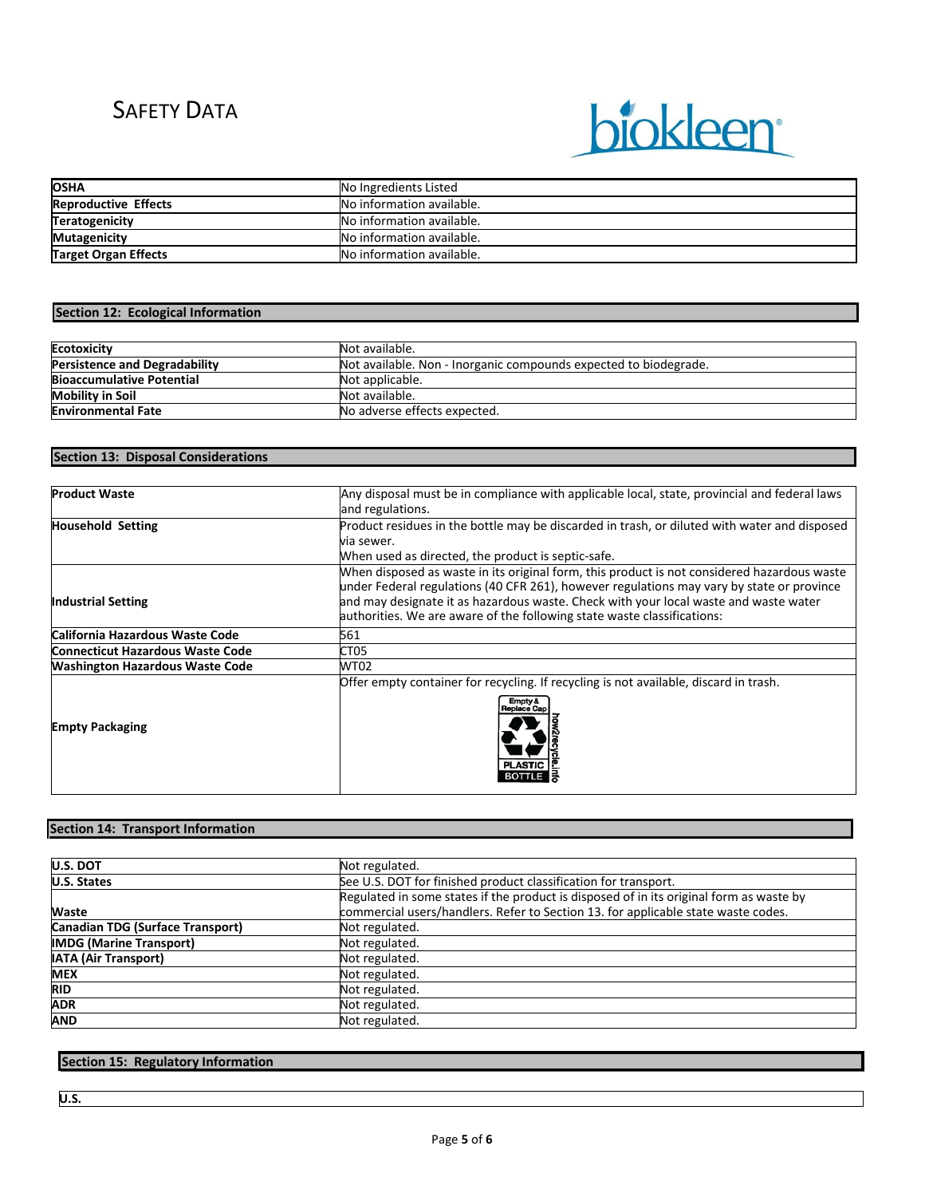SAFETY DATA

| | |
|---|---|
| **OSHA** | No Ingredients Listed |
| **Reproductive Effects** | No information available. |
| **Teratogenicity** | No information available. |
| **Mutagenicity** | No information available. |
| **Target Organ Effects** | No information available. |

## Section 12: Ecological Information

| | |
|---|---|
| **Ecotoxicity** | Not available. |
| **Persistence and Degradability** | Not available. Non - Inorganic compounds expected to biodegrade. |
| **Bioaccumulative Potential** | Not applicable. |
| **Mobility in Soil** | Not available. |
| **Environmental Fate** | No adverse effects expected. |

## Section 13: Disposal Considerations

| | |
|---|---|
| **Product Waste** | Any disposal must be in compliance with applicable local, state, provincial and federal laws and regulations. |
| **Household Setting** | Product residues in the bottle may be discarded in trash, or diluted with water and disposed via sewer. When used as directed, the product is septic-safe. |
| **Industrial Setting** | When disposed as waste in its original form, this product is not considered hazardous waste under Federal regulations (40 CFR 261), however regulations may vary by state or province and may designate it as hazardous waste. Check with your local waste and waste water authorities. We are aware of the following state waste classifications: |
| **California Hazardous Waste Code** | 561 |
| **Connecticut Hazardous Waste Code** | CT05 |
| **Washington Hazardous Waste Code** | WT02 |
| **Empty Packaging** | Offer empty container for recycling. If recycling is not available, discard in trash. Empty & Replace Cap PLASTIC BOTTLE how2recycle.info |

## Section 14: Transport Information

| | |
|---|---|
| **U.S. DOT** | Not regulated. |
| **U.S. States** | See U.S. DOT for finished product classification for transport. |
| **Waste** | Regulated in some states if the product is disposed of in its original form as waste by commercial users/handlers. Refer to Section 13. for applicable state waste codes. |
| **Canadian TDG (Surface Transport)** | Not regulated. |
| **IMDG (Marine Transport)** | Not regulated. |
| **IATA (Air Transport)** | Not regulated. |
| **MEX** | Not regulated. |
| **RID** | Not regulated. |
| **ADR** | Not regulated. |
| **AND** | Not regulated. |

## Section 15: Regulatory Information

**U.S.**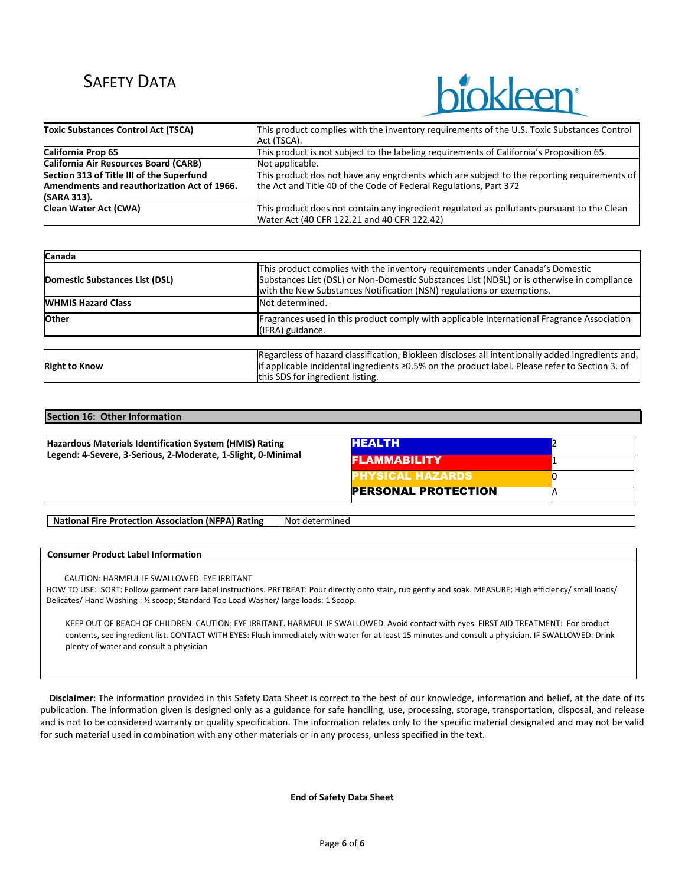| | |
|---|---|
| **Toxic Substances Control Act (TSCA)** | This product complies with the inventory requirements of the U.S. Toxic Substances Control Act (TSCA). |
| **California Prop 65** | This product is not subject to the labeling requirements of California's Proposition 65. |
| **California Air Resources Board (CARB)** | Not applicable. |
| **Section 313 of Title III of the Superfund Amendments and reauthorization Act of 1966. (SARA 313).** | This product dos not have any engrdients which are subject to the reporting requirements of the Act and Title 40 of the Code of Federal Regulations, Part 372 |
| **Clean Water Act (CWA)** | This product does not contain any ingredient regulated as pollutants pursuant to the Clean Water Act (40 CFR 122.21 and 40 CFR 122.42) |

| **Canada** | |
|---|---|
| **Domestic Substances List (DSL)** | This product complies with the inventory requirements under Canada's Domestic Substances List (DSL) or Non-Domestic Substances List (NDSL) or is otherwise in compliance with the New Substances Notification (NSN) regulations or exemptions. |
| **WHMIS Hazard Class** | Not determined. |
| **Other** | Fragrances used in this product comply with applicable International Fragrance Association (IFRA) guidance. |

| | |
|---|---|
| **Right to Know** | Regardless of hazard classification, Biokleen discloses all intentionally added ingredients and, if applicable incidental ingredients ≥0.5% on the product label. Please refer to Section 3. of this SDS for ingredient listing. |

## Section 16: Other Information

| **Hazardous Materials Identification System (HMIS) Rating**<br>**Legend: 4-Severe, 3-Serious, 2-Moderate, 1-Slight, 0-Minimal** | | |
|---|---|---|
| | **HEALTH** | 2 |
| | **FLAMMABILITY** | 1 |
| | **PHYSICAL HAZARDS** | 0 |
| | **PERSONAL PROTECTION** | A |

| **National Fire Protection Association (NFPA) Rating** | Not determined |
|---|---|

**Consumer Product Label Information**

CAUTION: HARMFUL IF SWALLOWED. EYE IRRITANT

HOW TO USE: SORT: Follow garment care label instructions. PRETREAT: Pour directly onto stain, rub gently and soak. MEASURE: High efficiency/ small loads/ Delicates/ Hand Washing : ½ scoop; Standard Top Load Washer/ large loads: 1 Scoop.

KEEP OUT OF REACH OF CHILDREN. CAUTION: EYE IRRITANT. HARMFUL IF SWALLOWED. Avoid contact with eyes. FIRST AID TREATMENT: For product contents, see ingredient list. CONTACT WITH EYES: Flush immediately with water for at least 15 minutes and consult a physician. IF SWALLOWED: Drink plenty of water and consult a physician

**Disclaimer**: The information provided in this Safety Data Sheet is correct to the best of our knowledge, information and belief, at the date of its publication. The information given is designed only as a guidance for safe handling, use, processing, storage, transportation, disposal, and release and is not to be considered warranty or quality specification. The information relates only to the specific material designated and may not be valid for such material used in combination with any other materials or in any process, unless specified in the text.

**End of Safety Data Sheet**